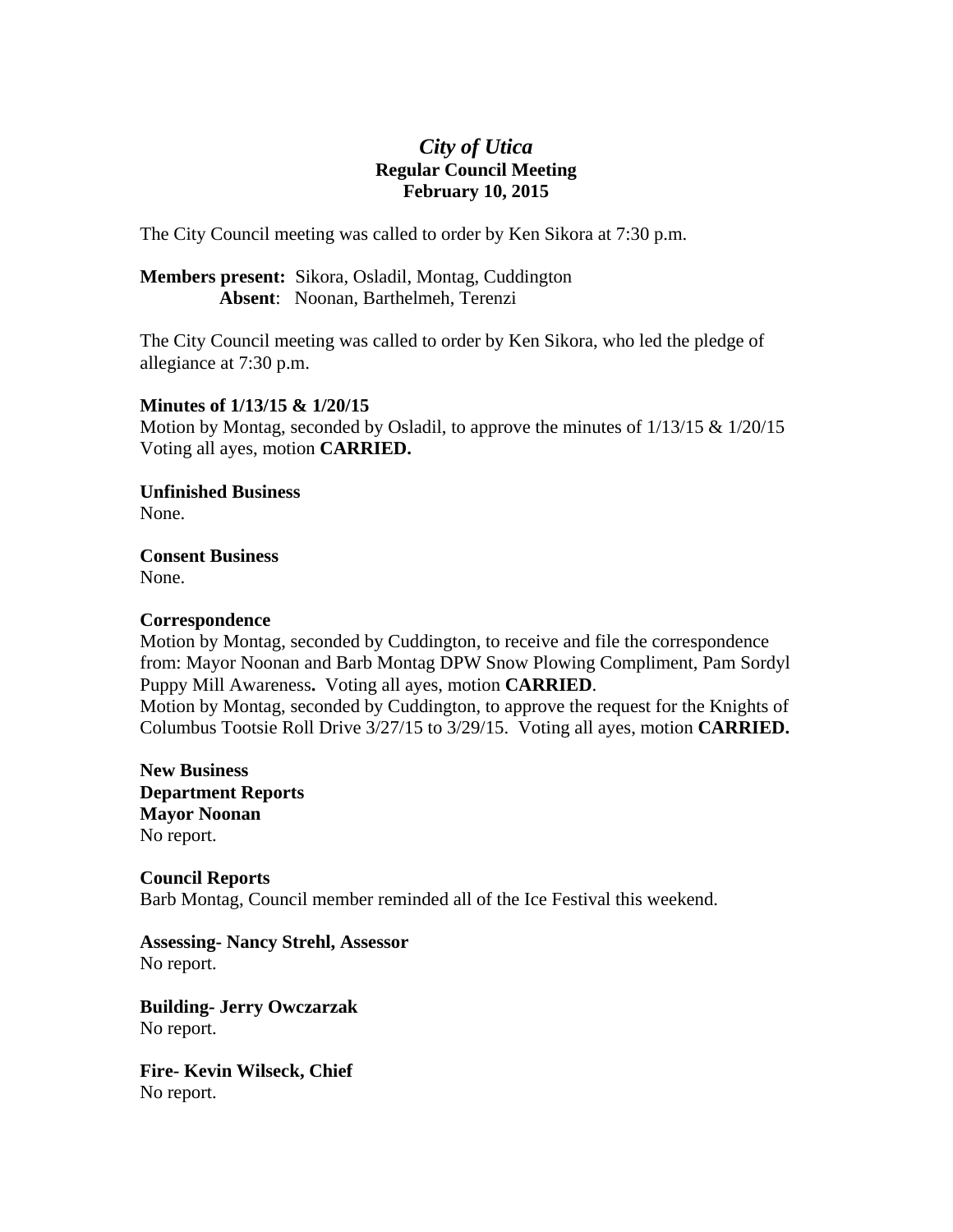# *City of Utica*
## Regular Council Meeting
## February 10, 2015

The City Council meeting was called to order by Ken Sikora at 7:30 p.m.

**Members present:** Sikora, Osladil, Montag, Cuddington
**Absent**: Noonan, Barthelmeh, Terenzi

The City Council meeting was called to order by Ken Sikora, who led the pledge of allegiance at 7:30 p.m.

**Minutes of 1/13/15 & 1/20/15**
Motion by Montag, seconded by Osladil, to approve the minutes of 1/13/15 & 1/20/15 Voting all ayes, motion **CARRIED.**

**Unfinished Business**
None.

**Consent Business**
None.

**Correspondence**
Motion by Montag, seconded by Cuddington, to receive and file the correspondence from: Mayor Noonan and Barb Montag DPW Snow Plowing Compliment, Pam Sordyl Puppy Mill Awareness**.** Voting all ayes, motion **CARRIED**.
Motion by Montag, seconded by Cuddington, to approve the request for the Knights of Columbus Tootsie Roll Drive 3/27/15 to 3/29/15. Voting all ayes, motion **CARRIED.**

**New Business**
**Department Reports**
**Mayor Noonan**
No report.

**Council Reports**
Barb Montag, Council member reminded all of the Ice Festival this weekend.

**Assessing- Nancy Strehl, Assessor**
No report.

**Building- Jerry Owczarzak**
No report.

**Fire- Kevin Wilseck, Chief**
No report.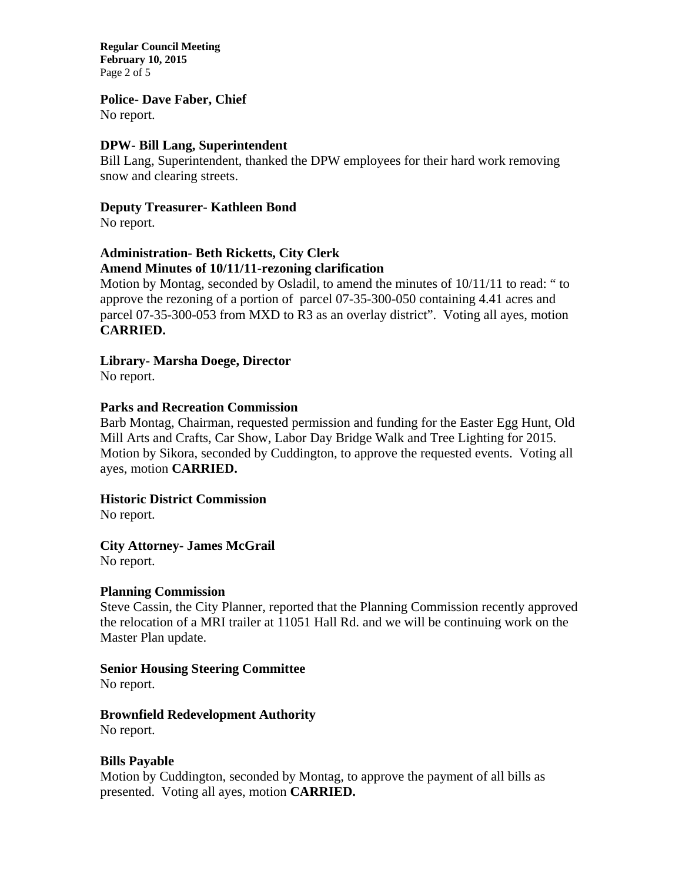**Police- Dave Faber, Chief**
No report.

**DPW- Bill Lang, Superintendent**
Bill Lang, Superintendent, thanked the DPW employees for their hard work removing snow and clearing streets.

**Deputy Treasurer- Kathleen Bond**
No report.

**Administration- Beth Ricketts, City Clerk**
**Amend Minutes of 10/11/11-rezoning clarification**
Motion by Montag, seconded by Osladil, to amend the minutes of 10/11/11 to read: " to approve the rezoning of a portion of parcel 07-35-300-050 containing 4.41 acres and parcel 07-35-300-053 from MXD to R3 as an overlay district". Voting all ayes, motion **CARRIED.**

**Library- Marsha Doege, Director**
No report.

**Parks and Recreation Commission**
Barb Montag, Chairman, requested permission and funding for the Easter Egg Hunt, Old Mill Arts and Crafts, Car Show, Labor Day Bridge Walk and Tree Lighting for 2015. Motion by Sikora, seconded by Cuddington, to approve the requested events. Voting all ayes, motion **CARRIED.**

**Historic District Commission**
No report.

**City Attorney- James McGrail**
No report.

**Planning Commission**
Steve Cassin, the City Planner, reported that the Planning Commission recently approved the relocation of a MRI trailer at 11051 Hall Rd. and we will be continuing work on the Master Plan update.

**Senior Housing Steering Committee**
No report.

**Brownfield Redevelopment Authority**
No report.

**Bills Payable**
Motion by Cuddington, seconded by Montag, to approve the payment of all bills as presented. Voting all ayes, motion **CARRIED.**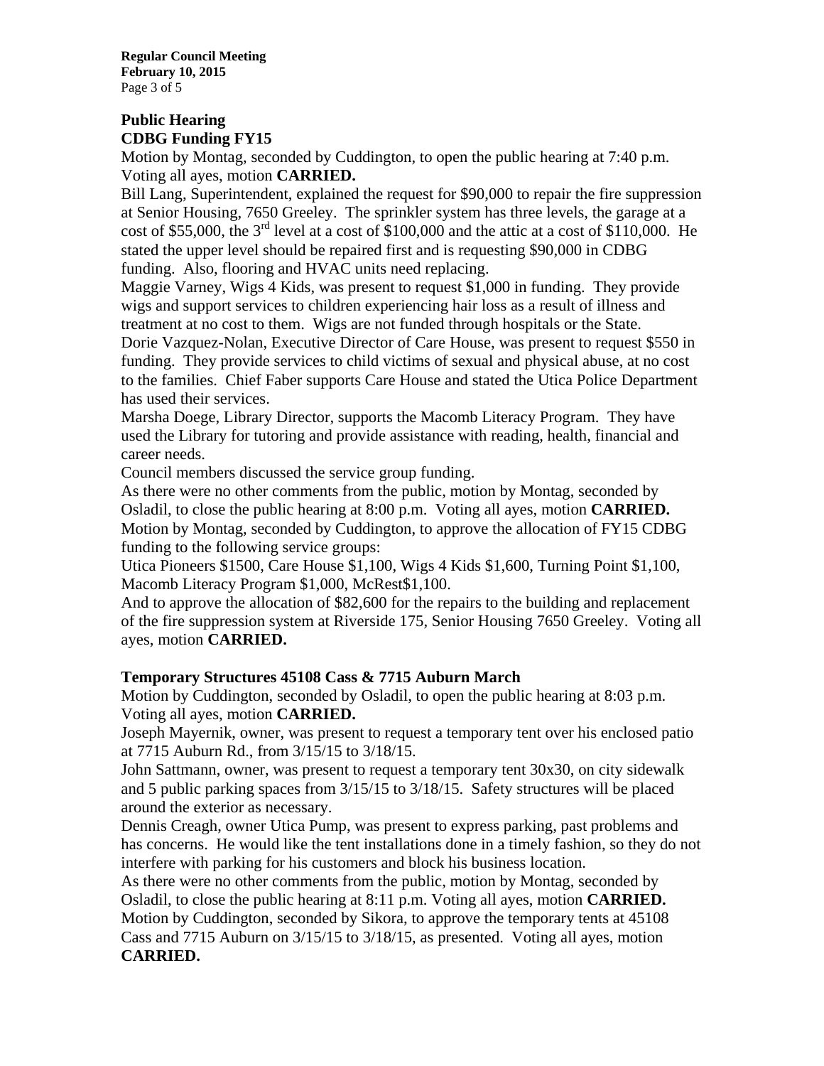## Public Hearing

### CDBG Funding FY15

Motion by Montag, seconded by Cuddington, to open the public hearing at 7:40 p.m. Voting all ayes, motion **CARRIED.**

Bill Lang, Superintendent, explained the request for $90,000 to repair the fire suppression at Senior Housing, 7650 Greeley. The sprinkler system has three levels, the garage at a cost of $55,000, the 3rd level at a cost of $100,000 and the attic at a cost of $110,000. He stated the upper level should be repaired first and is requesting $90,000 in CDBG funding. Also, flooring and HVAC units need replacing.

Maggie Varney, Wigs 4 Kids, was present to request $1,000 in funding. They provide wigs and support services to children experiencing hair loss as a result of illness and treatment at no cost to them. Wigs are not funded through hospitals or the State.

Dorie Vazquez-Nolan, Executive Director of Care House, was present to request $550 in funding. They provide services to child victims of sexual and physical abuse, at no cost to the families. Chief Faber supports Care House and stated the Utica Police Department has used their services.

Marsha Doege, Library Director, supports the Macomb Literacy Program. They have used the Library for tutoring and provide assistance with reading, health, financial and career needs.

Council members discussed the service group funding.

As there were no other comments from the public, motion by Montag, seconded by Osladil, to close the public hearing at 8:00 p.m. Voting all ayes, motion **CARRIED.**

Motion by Montag, seconded by Cuddington, to approve the allocation of FY15 CDBG funding to the following service groups:

Utica Pioneers $1500, Care House $1,100, Wigs 4 Kids $1,600, Turning Point $1,100, Macomb Literacy Program $1,000, McRest$1,100.

And to approve the allocation of $82,600 for the repairs to the building and replacement of the fire suppression system at Riverside 175, Senior Housing 7650 Greeley. Voting all ayes, motion **CARRIED.**

### Temporary Structures 45108 Cass & 7715 Auburn March

Motion by Cuddington, seconded by Osladil, to open the public hearing at 8:03 p.m. Voting all ayes, motion **CARRIED.**

Joseph Mayernik, owner, was present to request a temporary tent over his enclosed patio at 7715 Auburn Rd., from 3/15/15 to 3/18/15.

John Sattmann, owner, was present to request a temporary tent 30x30, on city sidewalk and 5 public parking spaces from 3/15/15 to 3/18/15. Safety structures will be placed around the exterior as necessary.

Dennis Creagh, owner Utica Pump, was present to express parking, past problems and has concerns. He would like the tent installations done in a timely fashion, so they do not interfere with parking for his customers and block his business location.

As there were no other comments from the public, motion by Montag, seconded by Osladil, to close the public hearing at 8:11 p.m. Voting all ayes, motion **CARRIED.**

Motion by Cuddington, seconded by Sikora, to approve the temporary tents at 45108 Cass and 7715 Auburn on 3/15/15 to 3/18/15, as presented. Voting all ayes, motion **CARRIED.**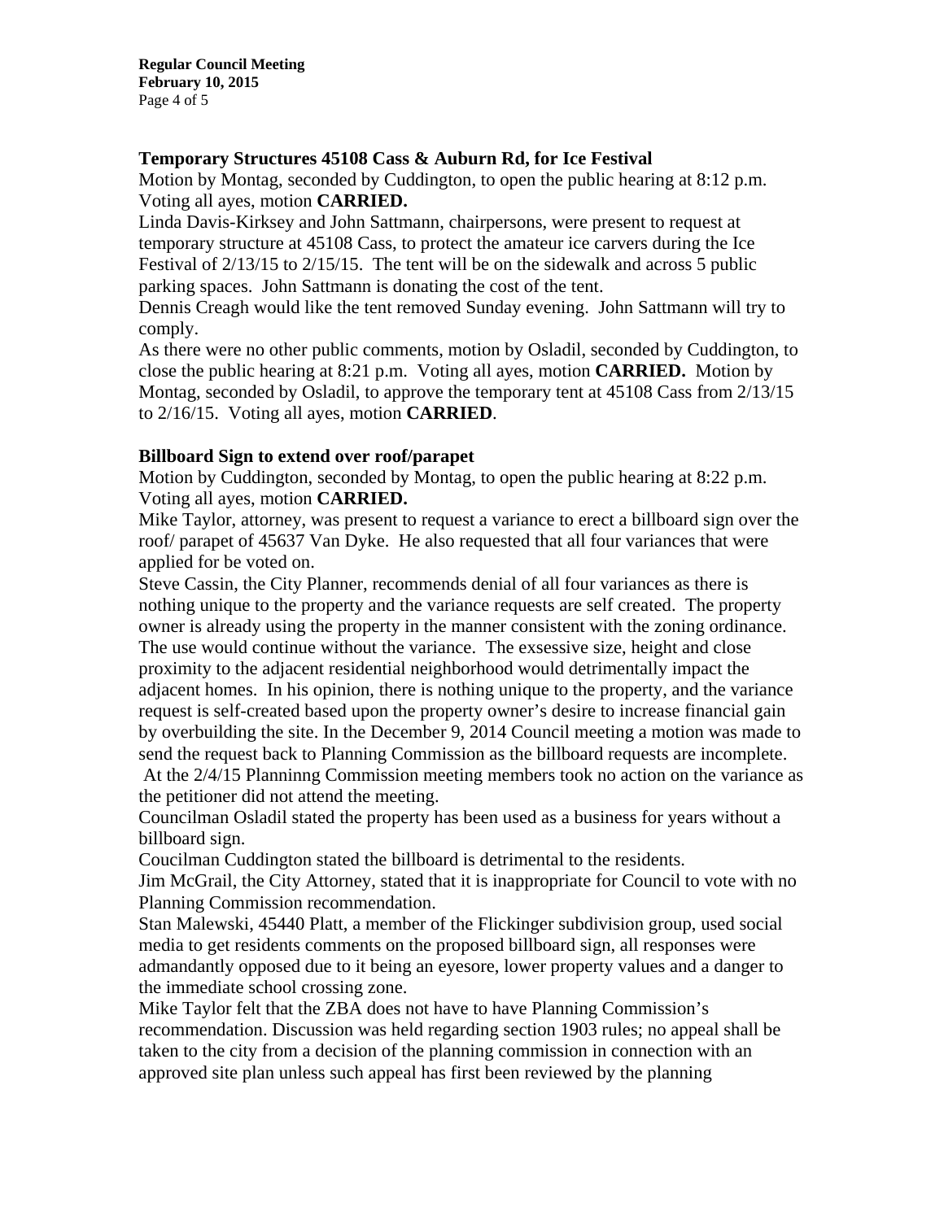### Temporary Structures 45108 Cass & Auburn Rd, for Ice Festival

Motion by Montag, seconded by Cuddington, to open the public hearing at 8:12 p.m. Voting all ayes, motion **CARRIED.**

Linda Davis-Kirksey and John Sattmann, chairpersons, were present to request at temporary structure at 45108 Cass, to protect the amateur ice carvers during the Ice Festival of 2/13/15 to 2/15/15. The tent will be on the sidewalk and across 5 public parking spaces. John Sattmann is donating the cost of the tent.

Dennis Creagh would like the tent removed Sunday evening. John Sattmann will try to comply.

As there were no other public comments, motion by Osladil, seconded by Cuddington, to close the public hearing at 8:21 p.m. Voting all ayes, motion **CARRIED.** Motion by Montag, seconded by Osladil, to approve the temporary tent at 45108 Cass from 2/13/15 to 2/16/15. Voting all ayes, motion **CARRIED**.

### Billboard Sign to extend over roof/parapet

Motion by Cuddington, seconded by Montag, to open the public hearing at 8:22 p.m. Voting all ayes, motion **CARRIED.**

Mike Taylor, attorney, was present to request a variance to erect a billboard sign over the roof/ parapet of 45637 Van Dyke. He also requested that all four variances that were applied for be voted on.

Steve Cassin, the City Planner, recommends denial of all four variances as there is nothing unique to the property and the variance requests are self created. The property owner is already using the property in the manner consistent with the zoning ordinance. The use would continue without the variance. The exsessive size, height and close proximity to the adjacent residential neighborhood would detrimentally impact the adjacent homes. In his opinion, there is nothing unique to the property, and the variance request is self-created based upon the property owner's desire to increase financial gain by overbuilding the site. In the December 9, 2014 Council meeting a motion was made to send the request back to Planning Commission as the billboard requests are incomplete. At the 2/4/15 Planninng Commission meeting members took no action on the variance as the petitioner did not attend the meeting.

Councilman Osladil stated the property has been used as a business for years without a billboard sign.

Coucilman Cuddington stated the billboard is detrimental to the residents.

Jim McGrail, the City Attorney, stated that it is inappropriate for Council to vote with no Planning Commission recommendation.

Stan Malewski, 45440 Platt, a member of the Flickinger subdivision group, used social media to get residents comments on the proposed billboard sign, all responses were admandantly opposed due to it being an eyesore, lower property values and a danger to the immediate school crossing zone.

Mike Taylor felt that the ZBA does not have to have Planning Commission's recommendation. Discussion was held regarding section 1903 rules; no appeal shall be taken to the city from a decision of the planning commission in connection with an approved site plan unless such appeal has first been reviewed by the planning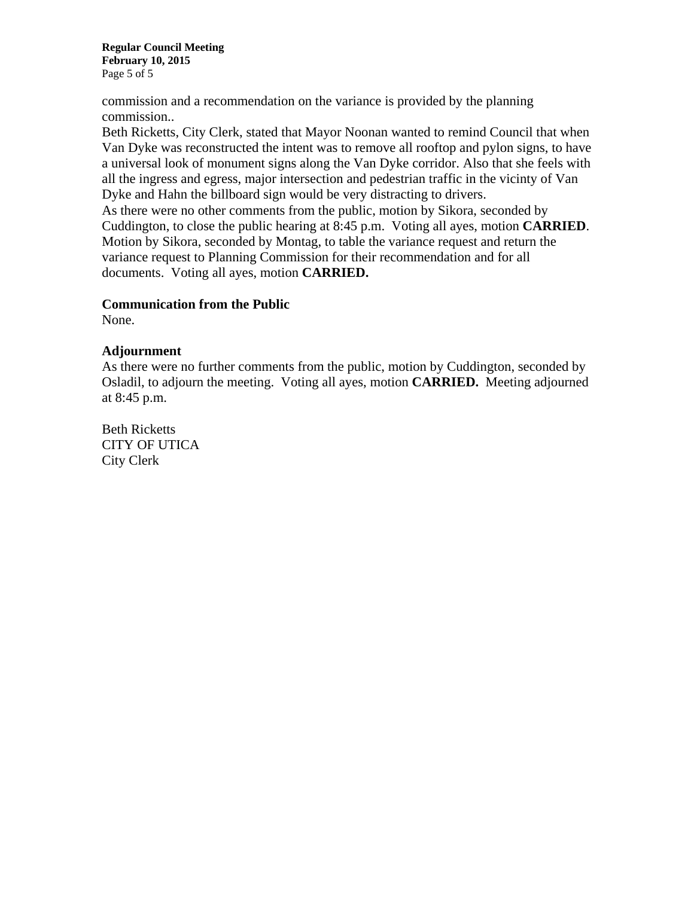commission and a recommendation on the variance is provided by the planning commission..
Beth Ricketts, City Clerk, stated that Mayor Noonan wanted to remind Council that when Van Dyke was reconstructed the intent was to remove all rooftop and pylon signs, to have a universal look of monument signs along the Van Dyke corridor. Also that she feels with all the ingress and egress, major intersection and pedestrian traffic in the vicinty of Van Dyke and Hahn the billboard sign would be very distracting to drivers.
As there were no other comments from the public, motion by Sikora, seconded by Cuddington, to close the public hearing at 8:45 p.m. Voting all ayes, motion **CARRIED**.
Motion by Sikora, seconded by Montag, to table the variance request and return the variance request to Planning Commission for their recommendation and for all documents. Voting all ayes, motion **CARRIED.**

**Communication from the Public**
None.

**Adjournment**
As there were no further comments from the public, motion by Cuddington, seconded by Osladil, to adjourn the meeting. Voting all ayes, motion **CARRIED.** Meeting adjourned at 8:45 p.m.

Beth Ricketts
CITY OF UTICA
City Clerk